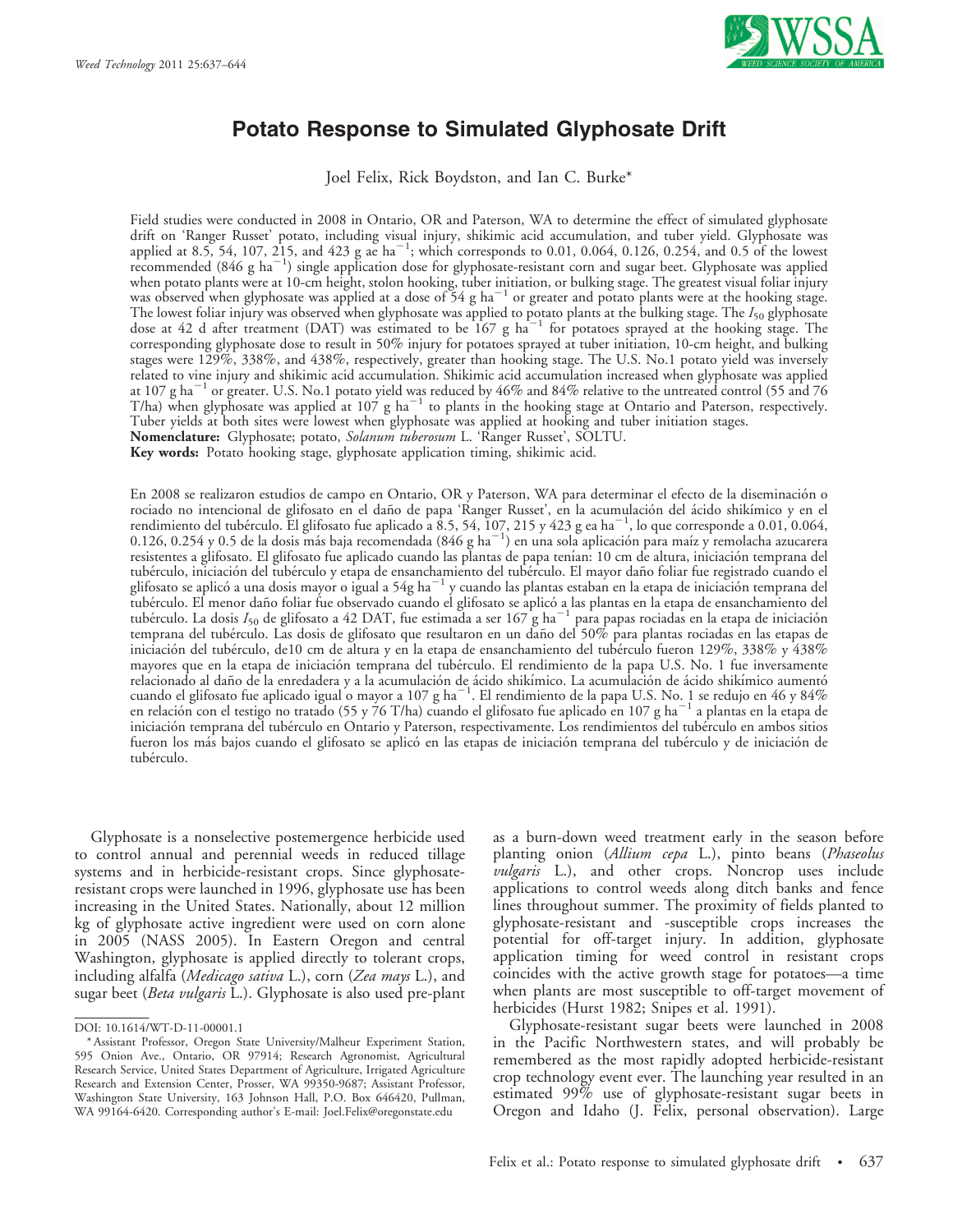# Potato Response to Simulated Glyphosate Drift

Joel Felix, Rick Boydston, and Ian C. Burke*

Field studies were conducted in 2008 in Ontario, OR and Paterson, WA to determine the effect of simulated glyphosate drift on 'Ranger Russet' potato, including visual injury, shikimic acid accumulation, and tuber yield. Glyphosate was applied at 8.5, 54, 107, 215, and 423 g ae ha$^{-1}$; which corresponds to 0.01, 0.064, 0.126, 0.254, and 0.5 of the lowest recommended (846 g ha$^{-1}$) single application dose for glyphosate-resistant corn and sugar beet. Glyphosate was applied when potato plants were at 10-cm height, stolon hooking, tuber initiation, or bulking stage. The greatest visual foliar injury was observed when glyphosate was applied at a dose of 54 g ha$^{-1}$ or greater and potato plants were at the hooking stage. The lowest foliar injury was observed when glyphosate was applied to potato plants at the bulking stage. The $I_{50}$ glyphosate dose at 42 d after treatment (DAT) was estimated to be 167 g ha$^{-1}$ for potatoes sprayed at the hooking stage. The corresponding glyphosate dose to result in 50% injury for potatoes sprayed at tuber initiation, 10-cm height, and bulking stages were 129%, 338%, and 438%, respectively, greater than hooking stage. The U.S. No.1 potato yield was inversely related to vine injury and shikimic acid accumulation. Shikimic acid accumulation increased when glyphosate was applied at 107 g ha$^{-1}$ or greater. U.S. No.1 potato yield was reduced by 46% and 84% relative to the untreated control (55 and 76 T/ha) when glyphosate was applied at 107 g ha$^{-1}$ to plants in the hooking stage at Ontario and Paterson, respectively. Tuber yields at both sites were lowest when glyphosate was applied at hooking and tuber initiation stages.

**Nomenclature:** Glyphosate; potato, *Solanum tuberosum* L. 'Ranger Russet', SOLTU.

**Key words:** Potato hooking stage, glyphosate application timing, shikimic acid.

En 2008 se realizaron estudios de campo en Ontario, OR y Paterson, WA para determinar el efecto de la diseminación o rociado no intencional de glifosato en el daño de papa 'Ranger Russet', en la acumulación del ácido shikímico y en el rendimiento del tubérculo. El glifosato fue aplicado a 8.5, 54, 107, 215 y 423 g ea ha$^{-1}$, lo que corresponde a 0.01, 0.064, 0.126, 0.254 y 0.5 de la dosis más baja recomendada (846 g ha$^{-1}$) en una sola aplicación para maíz y remolacha azucarera resistentes a glifosato. El glifosato fue aplicado cuando las plantas de papa tenían: 10 cm de altura, iniciación temprana del tubérculo, iniciación del tubérculo y etapa de ensanchamiento del tubérculo. El mayor daño foliar fue registrado cuando el glifosato se aplicó a una dosis mayor o igual a 54g ha$^{-1}$ y cuando las plantas estaban en la etapa de iniciación temprana del tubérculo. El menor daño foliar fue observado cuando el glifosato se aplicó a las plantas en la etapa de ensanchamiento del tubérculo. La dosis $I_{50}$ de glifosato a 42 DAT, fue estimada a ser 167 g ha$^{-1}$ para papas rociadas en la etapa de iniciación temprana del tubérculo. Las dosis de glifosato que resultaron en un daño del 50% para plantas rociadas en las etapas de iniciación del tubérculo, de10 cm de altura y en la etapa de ensanchamiento del tubérculo fueron 129%, 338% y 438% mayores que en la etapa de iniciación temprana del tubérculo. El rendimiento de la papa U.S. No. 1 fue inversamente relacionado al daño de la enredadera y a la acumulación de ácido shikímico. La acumulación de ácido shikímico aumentó cuando el glifosato fue aplicado igual o mayor a 107 g ha$^{-1}$. El rendimiento de la papa U.S. No. 1 se redujo en 46 y 84% en relación con el testigo no tratado (55 y 76 T/ha) cuando el glifosato fue aplicado en 107 g ha$^{-1}$ a plantas en la etapa de iniciación temprana del tubérculo en Ontario y Paterson, respectivamente. Los rendimientos del tubérculo en ambos sitios fueron los más bajos cuando el glifosato se aplicó en las etapas de iniciación temprana del tubérculo y de iniciación de tubérculo.

Glyphosate is a nonselective postemergence herbicide used to control annual and perennial weeds in reduced tillage systems and in herbicide-resistant crops. Since glyphosate-resistant crops were launched in 1996, glyphosate use has been increasing in the United States. Nationally, about 12 million kg of glyphosate active ingredient were used on corn alone in 2005 (NASS 2005). In Eastern Oregon and central Washington, glyphosate is applied directly to tolerant crops, including alfalfa (*Medicago sativa* L.), corn (*Zea mays* L.), and sugar beet (*Beta vulgaris* L.). Glyphosate is also used pre-plant as a burn-down weed treatment early in the season before planting onion (*Allium cepa* L.), pinto beans (*Phaseolus vulgaris* L.), and other crops. Noncrop uses include applications to control weeds along ditch banks and fence lines throughout summer. The proximity of fields planted to glyphosate-resistant and -susceptible crops increases the potential for off-target injury. In addition, glyphosate application timing for weed control in resistant crops coincides with the active growth stage for potatoes—a time when plants are most susceptible to off-target movement of herbicides (Hurst 1982; Snipes et al. 1991).

Glyphosate-resistant sugar beets were launched in 2008 in the Pacific Northwestern states, and will probably be remembered as the most rapidly adopted herbicide-resistant crop technology event ever. The launching year resulted in an estimated 99% use of glyphosate-resistant sugar beets in Oregon and Idaho (J. Felix, personal observation). Large

DOI: 10.1614/WT-D-11-00001.1

* Assistant Professor, Oregon State University/Malheur Experiment Station, 595 Onion Ave., Ontario, OR 97914; Research Agronomist, Agricultural Research Service, United States Department of Agriculture, Irrigated Agriculture Research and Extension Center, Prosser, WA 99350-9687; Assistant Professor, Washington State University, 163 Johnson Hall, P.O. Box 646420, Pullman, WA 99164-6420. Corresponding author's E-mail: Joel.Felix@oregonstate.edu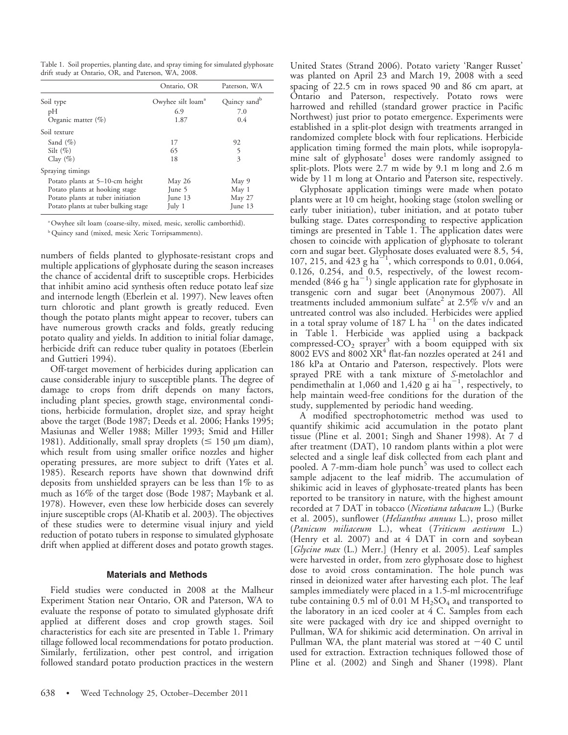Table 1. Soil properties, planting date, and spray timing for simulated glyphosate drift study at Ontario, OR, and Paterson, WA, 2008.

| | Ontario, OR | Paterson, WA |
|---|---|---|
| Soil type | Owyhee silt loam[a] | Quincy sand[b] |
| pH | 6.9 | 7.0 |
| Organic matter (%) | 1.87 | 0.4 |
| Soil texture | | |
| Sand (%) | 17 | 92 |
| Silt (%) | 65 | 5 |
| Clay (%) | 18 | 3 |
| Spraying timings | | |
| Potato plants at 5–10-cm height | May 26 | May 9 |
| Potato plants at hooking stage | June 5 | May 1 |
| Potato plants at tuber initiation | June 13 | May 27 |
| Potato plants at tuber bulking stage | July 1 | June 13 |

[a] Owyhee silt loam (coarse-silty, mixed, mesic, xerollic camborthid).

[b] Quincy sand (mixed, mesic Xeric Torripsamments).

numbers of fields planted to glyphosate-resistant crops and multiple applications of glyphosate during the season increases the chance of accidental drift to susceptible crops. Herbicides that inhibit amino acid synthesis often reduce potato leaf size and internode length (Eberlein et al. 1997). New leaves often turn chlorotic and plant growth is greatly reduced. Even though the potato plants might appear to recover, tubers can have numerous growth cracks and folds, greatly reducing potato quality and yields. In addition to initial foliar damage, herbicide drift can reduce tuber quality in potatoes (Eberlein and Guttieri 1994).

Off-target movement of herbicides during application can cause considerable injury to susceptible plants. The degree of damage to crops from drift depends on many factors, including plant species, growth stage, environmental conditions, herbicide formulation, droplet size, and spray height above the target (Bode 1987; Deeds et al. 2006; Hanks 1995; Masiunas and Weller 1988; Miller 1993; Smid and Hiller 1981). Additionally, small spray droplets ($\leq$ 150 µm diam), which result from using smaller orifice nozzles and higher operating pressures, are more subject to drift (Yates et al. 1985). Research reports have shown that downwind drift deposits from unshielded sprayers can be less than 1% to as much as 16% of the target dose (Bode 1987; Maybank et al. 1978). However, even these low herbicide doses can severely injure susceptible crops (Al-Khatib et al. 2003). The objectives of these studies were to determine visual injury and yield reduction of potato tubers in response to simulated glyphosate drift when applied at different doses and potato growth stages.

## Materials and Methods

Field studies were conducted in 2008 at the Malheur Experiment Station near Ontario, OR and Paterson, WA to evaluate the response of potato to simulated glyphosate drift applied at different doses and crop growth stages. Soil characteristics for each site are presented in Table 1. Primary tillage followed local recommendations for potato production. Similarly, fertilization, other pest control, and irrigation followed standard potato production practices in the western United States (Strand 2006). Potato variety 'Ranger Russet' was planted on April 23 and March 19, 2008 with a seed spacing of 22.5 cm in rows spaced 90 and 86 cm apart, at Ontario and Paterson, respectively. Potato rows were harrowed and rehilled (standard grower practice in Pacific Northwest) just prior to potato emergence. Experiments were established in a split-plot design with treatments arranged in randomized complete block with four replications. Herbicide application timing formed the main plots, while isopropylamine salt of glyphosate[1] doses were randomly assigned to split-plots. Plots were 2.7 m wide by 9.1 m long and 2.6 m wide by 11 m long at Ontario and Paterson site, respectively.

Glyphosate application timings were made when potato plants were at 10 cm height, hooking stage (stolon swelling or early tuber initiation), tuber initiation, and at potato tuber bulking stage. Dates corresponding to respective application timings are presented in Table 1. The application dates were chosen to coincide with application of glyphosate to tolerant corn and sugar beet. Glyphosate doses evaluated were 8.5, 54, 107, 215, and 423 g ha$^{-1}$, which corresponds to 0.01, 0.064, 0.126, 0.254, and 0.5, respectively, of the lowest recommended (846 g ha$^{-1}$) single application rate for glyphosate in transgenic corn and sugar beet (Anonymous 2007). All treatments included ammonium sulfate[2] at 2.5% v/v and an untreated control was also included. Herbicides were applied in a total spray volume of 187 L ha$^{-1}$ on the dates indicated in Table 1. Herbicide was applied using a backpack compressed-$CO_2$ sprayer[3] with a boom equipped with six 8002 EVS and 8002 XR[4] flat-fan nozzles operated at 241 and 186 kPa at Ontario and Paterson, respectively. Plots were sprayed PRE with a tank mixture of *S*-metolachlor and pendimethalin at 1,060 and 1,420 g ai ha$^{-1}$, respectively, to help maintain weed-free conditions for the duration of the study, supplemented by periodic hand weeding.

A modified spectrophotometric method was used to quantify shikimic acid accumulation in the potato plant tissue (Pline et al. 2001; Singh and Shaner 1998). At 7 d after treatment (DAT), 10 random plants within a plot were selected and a single leaf disk collected from each plant and pooled. A 7-mm-diam hole punch[5] was used to collect each sample adjacent to the leaf midrib. The accumulation of shikimic acid in leaves of glyphosate-treated plants has been reported to be transitory in nature, with the highest amount recorded at 7 DAT in tobacco (*Nicotiana tabacum* L.) (Burke et al. 2005), sunflower (*Helianthus annuus* L.), proso millet (*Panicum miliaceum* L.), wheat (*Triticum aestivum* L.) (Henry et al. 2007) and at 4 DAT in corn and soybean [*Glycine max* (L.) Merr.] (Henry et al. 2005). Leaf samples were harvested in order, from zero glyphosate dose to highest dose to avoid cross contamination. The hole punch was rinsed in deionized water after harvesting each plot. The leaf samples immediately were placed in a 1.5-ml microcentrifuge tube containing 0.5 ml of 0.01 M $H_2SO_4$ and transported to the laboratory in an iced cooler at 4 C. Samples from each site were packaged with dry ice and shipped overnight to Pullman, WA for shikimic acid determination. On arrival in Pullman WA, the plant material was stored at −40 C until used for extraction. Extraction techniques followed those of Pline et al. (2002) and Singh and Shaner (1998). Plant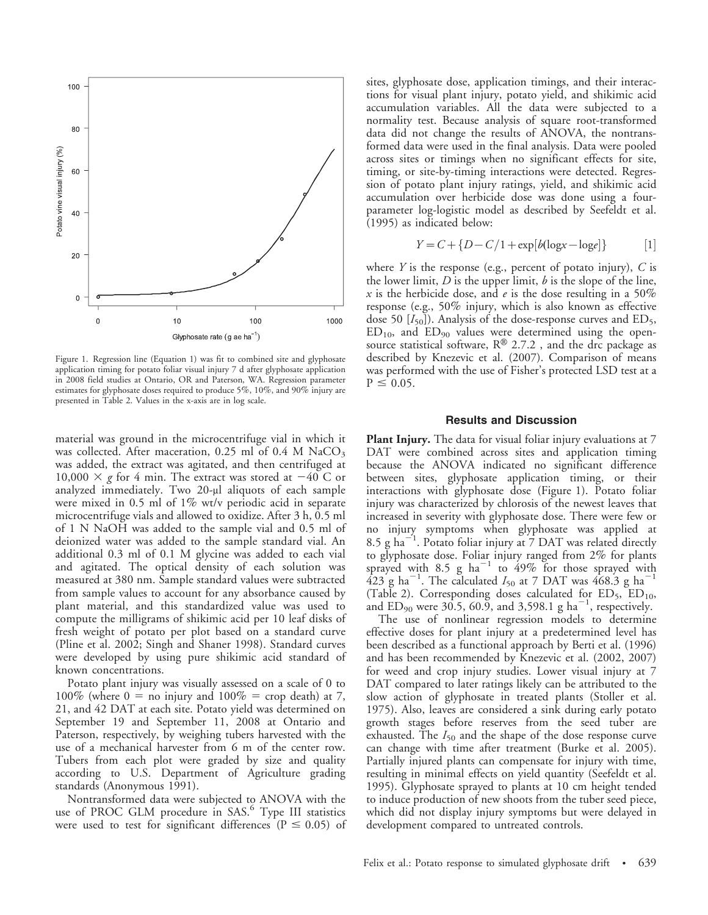Figure 1. Regression line (Equation 1) was fit to combined site and glyphosate application timing for potato foliar visual injury 7 d after glyphosate application in 2008 field studies at Ontario, OR and Paterson, WA. Regression parameter estimates for glyphosate doses required to produce 5%, 10%, and 90% injury are presented in Table 2. Values in the x-axis are in log scale.

material was ground in the microcentrifuge vial in which it was collected. After maceration, 0.25 ml of 0.4 M $NaCO_3$ was added, the extract was agitated, and then centrifuged at $10{,}000 \times g$ for 4 min. The extract was stored at −40 C or analyzed immediately. Two 20-µl aliquots of each sample were mixed in 0.5 ml of 1% wt/v periodic acid in separate microcentrifuge vials and allowed to oxidize. After 3 h, 0.5 ml of 1 N NaOH was added to the sample vial and 0.5 ml of deionized water was added to the sample standard vial. An additional 0.3 ml of 0.1 M glycine was added to each vial and agitated. The optical density of each solution was measured at 380 nm. Sample standard values were subtracted from sample values to account for any absorbance caused by plant material, and this standardized value was used to compute the milligrams of shikimic acid per 10 leaf disks of fresh weight of potato per plot based on a standard curve (Pline et al. 2002; Singh and Shaner 1998). Standard curves were developed by using pure shikimic acid standard of known concentrations.

Potato plant injury was visually assessed on a scale of 0 to 100% (where 0 = no injury and 100% = crop death) at 7, 21, and 42 DAT at each site. Potato yield was determined on September 19 and September 11, 2008 at Ontario and Paterson, respectively, by weighing tubers harvested with the use of a mechanical harvester from 6 m of the center row. Tubers from each plot were graded by size and quality according to U.S. Department of Agriculture grading standards (Anonymous 1991).

Nontransformed data were subjected to ANOVA with the use of PROC GLM procedure in SAS.[6] Type III statistics were used to test for significant differences ($P \leq 0.05$) of sites, glyphosate dose, application timings, and their interactions for visual plant injury, potato yield, and shikimic acid accumulation variables. All the data were subjected to a normality test. Because analysis of square root-transformed data did not change the results of ANOVA, the nontransformed data were used in the final analysis. Data were pooled across sites or timings when no significant effects for site, timing, or site-by-timing interactions were detected. Regression of potato plant injury ratings, yield, and shikimic acid accumulation over herbicide dose was done using a four-parameter log-logistic model as described by Seefeldt et al. (1995) as indicated below:

$$Y = C + \{D - C/1 + \exp[b(\log x - \log e]\} \qquad [1]$$

where $Y$ is the response (e.g., percent of potato injury), $C$ is the lower limit, $D$ is the upper limit, $b$ is the slope of the line, $x$ is the herbicide dose, and $e$ is the dose resulting in a 50% response (e.g., 50% injury, which is also known as effective dose 50 [$I_{50}$]). Analysis of the dose-response curves and $ED_5$, $ED_{10}$, and $ED_{90}$ values were determined using the open-source statistical software, R® 2.7.2 , and the drc package as described by Knezevic et al. (2007). Comparison of means was performed with the use of Fisher's protected LSD test at a $P \leq 0.05$.

## Results and Discussion

**Plant Injury.** The data for visual foliar injury evaluations at 7 DAT were combined across sites and application timing because the ANOVA indicated no significant difference between sites, glyphosate application timing, or their interactions with glyphosate dose (Figure 1). Potato foliar injury was characterized by chlorosis of the newest leaves that increased in severity with glyphosate dose. There were few or no injury symptoms when glyphosate was applied at 8.5 g $ha^{-1}$. Potato foliar injury at 7 DAT was related directly to glyphosate dose. Foliar injury ranged from 2% for plants sprayed with 8.5 g $ha^{-1}$ to 49% for those sprayed with 423 g $ha^{-1}$. The calculated $I_{50}$ at 7 DAT was 468.3 g $ha^{-1}$ (Table 2). Corresponding doses calculated for $ED_5$, $ED_{10}$, and $ED_{90}$ were 30.5, 60.9, and 3,598.1 g $ha^{-1}$, respectively.

The use of nonlinear regression models to determine effective doses for plant injury at a predetermined level has been described as a functional approach by Berti et al. (1996) and has been recommended by Knezevic et al. (2002, 2007) for weed and crop injury studies. Lower visual injury at 7 DAT compared to later ratings likely can be attributed to the slow action of glyphosate in treated plants (Stoller et al. 1975). Also, leaves are considered a sink during early potato growth stages before reserves from the seed tuber are exhausted. The $I_{50}$ and the shape of the dose response curve can change with time after treatment (Burke et al. 2005). Partially injured plants can compensate for injury with time, resulting in minimal effects on yield quantity (Seefeldt et al. 1995). Glyphosate sprayed to plants at 10 cm height tended to induce production of new shoots from the tuber seed piece, which did not display injury symptoms but were delayed in development compared to untreated controls.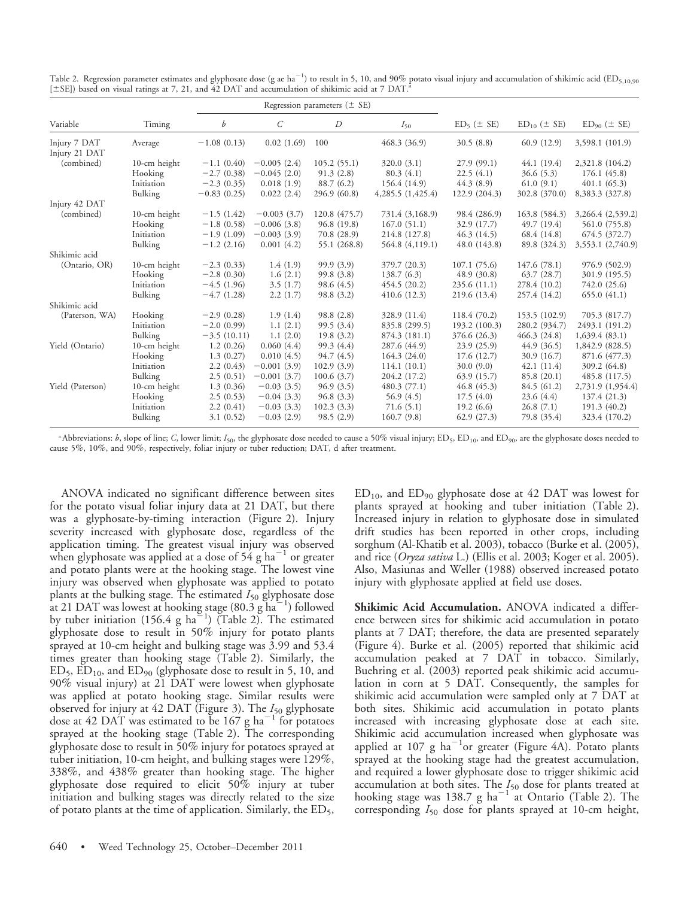Table 2. Regression parameter estimates and glyphosate dose (g ae ha$^{-1}$) to result in 5, 10, and 90% potato visual injury and accumulation of shikimic acid ($ED_{5,10,90}$ [±SE]) based on visual ratings at 7, 21, and 42 DAT and accumulation of shikimic acid at 7 DAT.[a]

| Variable | Timing | Regression parameters (± SE) | | | | $ED_5$ (± SE) | $ED_{10}$ (± SE) | $ED_{90}$ (± SE) |
|---|---|---|---|---|---|---|---|---|
| | | $b$ | $C$ | $D$ | $I_{50}$ | | | |
| Injury 7 DAT | Average | −1.08 (0.13) | 0.02 (1.69) | 100 | 468.3 (36.9) | 30.5 (8.8) | 60.9 (12.9) | 3,598.1 (101.9) |
| Injury 21 DAT (combined) | 10-cm height | −1.1 (0.40) | −0.005 (2.4) | 105.2 (55.1) | 320.0 (3.1) | 27.9 (99.1) | 44.1 (19.4) | 2,321.8 (104.2) |
| | Hooking | −2.7 (0.38) | −0.045 (2.0) | 91.3 (2.8) | 80.3 (4.1) | 22.5 (4.1) | 36.6 (5.3) | 176.1 (45.8) |
| | Initiation | −2.3 (0.35) | 0.018 (1.9) | 88.7 (6.2) | 156.4 (14.9) | 44.3 (8.9) | 61.0 (9.1) | 401.1 (65.3) |
| | Bulking | −0.83 (0.25) | 0.022 (2.4) | 296.9 (60.8) | 4,285.5 (1,425.4) | 122.9 (204.3) | 302.8 (370.0) | 8,383.3 (327.8) |
| Injury 42 DAT (combined) | 10-cm height | −1.5 (1.42) | −0.003 (3.7) | 120.8 (475.7) | 731.4 (3,168.9) | 98.4 (286.9) | 163.8 (584.3) | 3,266.4 (2,539.2) |
| | Hooking | −1.8 (0.58) | −0.006 (3.8) | 96.8 (19.8) | 167.0 (51.1) | 32.9 (17.7) | 49.7 (19.4) | 561.0 (755.8) |
| | Initiation | −1.9 (1.09) | −0.003 (3.9) | 70.8 (28.9) | 214.8 (127.8) | 46.3 (14.5) | 68.4 (14.8) | 674.5 (372.7) |
| | Bulking | −1.2 (2.16) | 0.001 (4.2) | 55.1 (268.8) | 564.8 (4,119.1) | 48.0 (143.8) | 89.8 (324.3) | 3,553.1 (2,740.9) |
| Shikimic acid (Ontario, OR) | 10-cm height | −2.3 (0.33) | 1.4 (1.9) | 99.9 (3.9) | 379.7 (20.3) | 107.1 (75.6) | 147.6 (78.1) | 976.9 (502.9) |
| | Hooking | −2.8 (0.30) | 1.6 (2.1) | 99.8 (3.8) | 138.7 (6.3) | 48.9 (30.8) | 63.7 (28.7) | 301.9 (195.5) |
| | Initiation | −4.5 (1.96) | 3.5 (1.7) | 98.6 (4.5) | 454.5 (20.2) | 235.6 (11.1) | 278.4 (10.2) | 742.0 (25.6) |
| | Bulking | −4.7 (1.28) | 2.2 (1.7) | 98.8 (3.2) | 410.6 (12.3) | 219.6 (13.4) | 257.4 (14.2) | 655.0 (41.1) |
| Shikimic acid (Paterson, WA) | Hooking | −2.9 (0.28) | 1.9 (1.4) | 98.8 (2.8) | 328.9 (11.4) | 118.4 (70.2) | 153.5 (102.9) | 705.3 (817.7) |
| | Initiation | −2.0 (0.99) | 1.1 (2.1) | 99.5 (3.4) | 835.8 (299.5) | 193.2 (100.3) | 280.2 (934.7) | 2493.1 (191.2) |
| | Bulking | −3.5 (10.11) | 1.1 (2.0) | 19.8 (3.2) | 874.3 (181.1) | 376.6 (26.3) | 466.3 (24.8) | 1,639.4 (83.1) |
| Yield (Ontario) | 10-cm height | 1.2 (0.26) | 0.060 (4.4) | 99.3 (4.4) | 287.6 (44.9) | 23.9 (25.9) | 44.9 (36.5) | 1,842.9 (828.5) |
| | Hooking | 1.3 (0.27) | 0.010 (4.5) | 94.7 (4.5) | 164.3 (24.0) | 17.6 (12.7) | 30.9 (16.7) | 871.6 (477.3) |
| | Initiation | 2.2 (0.43) | −0.001 (3.9) | 102.9 (3.9) | 114.1 (10.1) | 30.0 (9.0) | 42.1 (11.4) | 309.2 (64.8) |
| | Bulking | 2.5 (0.51) | −0.001 (3.7) | 100.6 (3.7) | 204.2 (17.2) | 63.9 (15.7) | 85.8 (20.1) | 485.8 (117.5) |
| Yield (Paterson) | 10-cm height | 1.3 (0.36) | −0.03 (3.5) | 96.9 (3.5) | 480.3 (77.1) | 46.8 (45.3) | 84.5 (61.2) | 2,731.9 (1,954.4) |
| | Hooking | 2.5 (0.53) | −0.04 (3.3) | 96.8 (3.3) | 56.9 (4.5) | 17.5 (4.0) | 23.6 (4.4) | 137.4 (21.3) |
| | Initiation | 2.2 (0.41) | −0.03 (3.3) | 102.3 (3.3) | 71.6 (5.1) | 19.2 (6.6) | 26.8 (7.1) | 191.3 (40.2) |
| | Bulking | 3.1 (0.52) | −0.03 (2.9) | 98.5 (2.9) | 160.7 (9.8) | 62.9 (27.3) | 79.8 (35.4) | 323.4 (170.2) |

[a] Abbreviations: $b$, slope of line; $C$, lower limit; $I_{50}$, the glyphosate dose needed to cause a 50% visual injury; $ED_5$, $ED_{10}$, and $ED_{90}$, are the glyphosate doses needed to cause 5%, 10%, and 90%, respectively, foliar injury or tuber reduction; DAT, d after treatment.

ANOVA indicated no significant difference between sites for the potato visual foliar injury data at 21 DAT, but there was a glyphosate-by-timing interaction (Figure 2). Injury severity increased with glyphosate dose, regardless of the application timing. The greatest visual injury was observed when glyphosate was applied at a dose of 54 g ha$^{-1}$ or greater and potato plants were at the hooking stage. The lowest vine injury was observed when glyphosate was applied to potato plants at the bulking stage. The estimated $I_{50}$ glyphosate dose at 21 DAT was lowest at hooking stage (80.3 g ha$^{-1}$) followed by tuber initiation (156.4 g ha$^{-1}$) (Table 2). The estimated glyphosate dose to result in 50% injury for potato plants sprayed at 10-cm height and bulking stage was 3.99 and 53.4 times greater than hooking stage (Table 2). Similarly, the $ED_5$, $ED_{10}$, and $ED_{90}$ (glyphosate dose to result in 5, 10, and 90% visual injury) at 21 DAT were lowest when glyphosate was applied at potato hooking stage. Similar results were observed for injury at 42 DAT (Figure 3). The $I_{50}$ glyphosate dose at 42 DAT was estimated to be 167 g ha$^{-1}$ for potatoes sprayed at the hooking stage (Table 2). The corresponding glyphosate dose to result in 50% injury for potatoes sprayed at tuber initiation, 10-cm height, and bulking stages were 129%, 338%, and 438% greater than hooking stage. The higher glyphosate dose required to elicit 50% injury at tuber initiation and bulking stages was directly related to the size of potato plants at the time of application. Similarly, the $ED_5$, $ED_{10}$, and $ED_{90}$ glyphosate dose at 42 DAT was lowest for plants sprayed at hooking and tuber initiation (Table 2). Increased injury in relation to glyphosate dose in simulated drift studies has been reported in other crops, including sorghum (Al-Khatib et al. 2003), tobacco (Burke et al. (2005), and rice (*Oryza sativa* L.) (Ellis et al. 2003; Koger et al. 2005). Also, Masiunas and Weller (1988) observed increased potato injury with glyphosate applied at field use doses.

**Shikimic Acid Accumulation.** ANOVA indicated a difference between sites for shikimic acid accumulation in potato plants at 7 DAT; therefore, the data are presented separately (Figure 4). Burke et al. (2005) reported that shikimic acid accumulation peaked at 7 DAT in tobacco. Similarly, Buehring et al. (2003) reported peak shikimic acid accumulation in corn at 5 DAT. Consequently, the samples for shikimic acid accumulation were sampled only at 7 DAT at both sites. Shikimic acid accumulation in potato plants increased with increasing glyphosate dose at each site. Shikimic acid accumulation increased when glyphosate was applied at 107 g ha$^{-1}$or greater (Figure 4A). Potato plants sprayed at the hooking stage had the greatest accumulation, and required a lower glyphosate dose to trigger shikimic acid accumulation at both sites. The $I_{50}$ dose for plants treated at hooking stage was 138.7 g ha$^{-1}$ at Ontario (Table 2). The corresponding $I_{50}$ dose for plants sprayed at 10-cm height,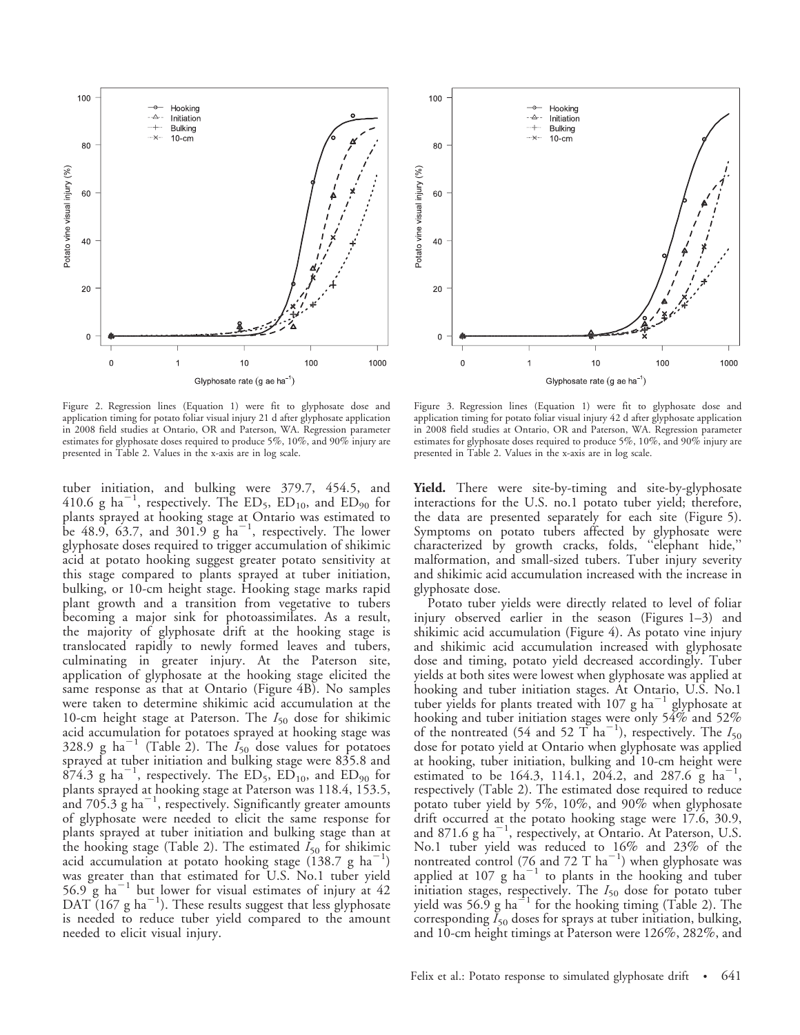Figure 2. Regression lines (Equation 1) were fit to glyphosate dose and application timing for potato foliar visual injury 21 d after glyphosate application in 2008 field studies at Ontario, OR and Paterson, WA. Regression parameter estimates for glyphosate doses required to produce 5%, 10%, and 90% injury are presented in Table 2. Values in the x-axis are in log scale.

Figure 3. Regression lines (Equation 1) were fit to glyphosate dose and application timing for potato foliar visual injury 42 d after glyphosate application in 2008 field studies at Ontario, OR and Paterson, WA. Regression parameter estimates for glyphosate doses required to produce 5%, 10%, and 90% injury are presented in Table 2. Values in the x-axis are in log scale.

tuber initiation, and bulking were 379.7, 454.5, and 410.6 g $ha^{-1}$, respectively. The $ED_5$, $ED_{10}$, and $ED_{90}$ for plants sprayed at hooking stage at Ontario was estimated to be 48.9, 63.7, and 301.9 g $ha^{-1}$, respectively. The lower glyphosate doses required to trigger accumulation of shikimic acid at potato hooking suggest greater potato sensitivity at this stage compared to plants sprayed at tuber initiation, bulking, or 10-cm height stage. Hooking stage marks rapid plant growth and a transition from vegetative to tubers becoming a major sink for photoassimilates. As a result, the majority of glyphosate drift at the hooking stage is translocated rapidly to newly formed leaves and tubers, culminating in greater injury. At the Paterson site, application of glyphosate at the hooking stage elicited the same response as that at Ontario (Figure 4B). No samples were taken to determine shikimic acid accumulation at the 10-cm height stage at Paterson. The $I_{50}$ dose for shikimic acid accumulation for potatoes sprayed at hooking stage was 328.9 g $ha^{-1}$ (Table 2). The $I_{50}$ dose values for potatoes sprayed at tuber initiation and bulking stage were 835.8 and 874.3 g $ha^{-1}$, respectively. The $ED_5$, $ED_{10}$, and $ED_{90}$ for plants sprayed at hooking stage at Paterson was 118.4, 153.5, and 705.3 g $ha^{-1}$, respectively. Significantly greater amounts of glyphosate were needed to elicit the same response for plants sprayed at tuber initiation and bulking stage than at the hooking stage (Table 2). The estimated $I_{50}$ for shikimic acid accumulation at potato hooking stage (138.7 g $ha^{-1}$) was greater than that estimated for U.S. No.1 tuber yield 56.9 g $ha^{-1}$ but lower for visual estimates of injury at 42 DAT (167 g $ha^{-1}$). These results suggest that less glyphosate is needed to reduce tuber yield compared to the amount needed to elicit visual injury.

**Yield.** There were site-by-timing and site-by-glyphosate interactions for the U.S. no.1 potato tuber yield; therefore, the data are presented separately for each site (Figure 5). Symptoms on potato tubers affected by glyphosate were characterized by growth cracks, folds, "elephant hide," malformation, and small-sized tubers. Tuber injury severity and shikimic acid accumulation increased with the increase in glyphosate dose.

Potato tuber yields were directly related to level of foliar injury observed earlier in the season (Figures 1–3) and shikimic acid accumulation (Figure 4). As potato vine injury and shikimic acid accumulation increased with glyphosate dose and timing, potato yield decreased accordingly. Tuber yields at both sites were lowest when glyphosate was applied at hooking and tuber initiation stages. At Ontario, U.S. No.1 tuber yields for plants treated with 107 g $ha^{-1}$ glyphosate at hooking and tuber initiation stages were only 54% and 52% of the nontreated (54 and 52 T $ha^{-1}$), respectively. The $I_{50}$ dose for potato yield at Ontario when glyphosate was applied at hooking, tuber initiation, bulking and 10-cm height were estimated to be 164.3, 114.1, 204.2, and 287.6 g $ha^{-1}$, respectively (Table 2). The estimated dose required to reduce potato tuber yield by 5%, 10%, and 90% when glyphosate drift occurred at the potato hooking stage were 17.6, 30.9, and 871.6 g $ha^{-1}$, respectively, at Ontario. At Paterson, U.S. No.1 tuber yield was reduced to 16% and 23% of the nontreated control (76 and 72 T $ha^{-1}$) when glyphosate was applied at 107 g $ha^{-1}$ to plants in the hooking and tuber initiation stages, respectively. The $I_{50}$ dose for potato tuber yield was 56.9 g $ha^{-1}$ for the hooking timing (Table 2). The corresponding $I_{50}$ doses for sprays at tuber initiation, bulking, and 10-cm height timings at Paterson were 126%, 282%, and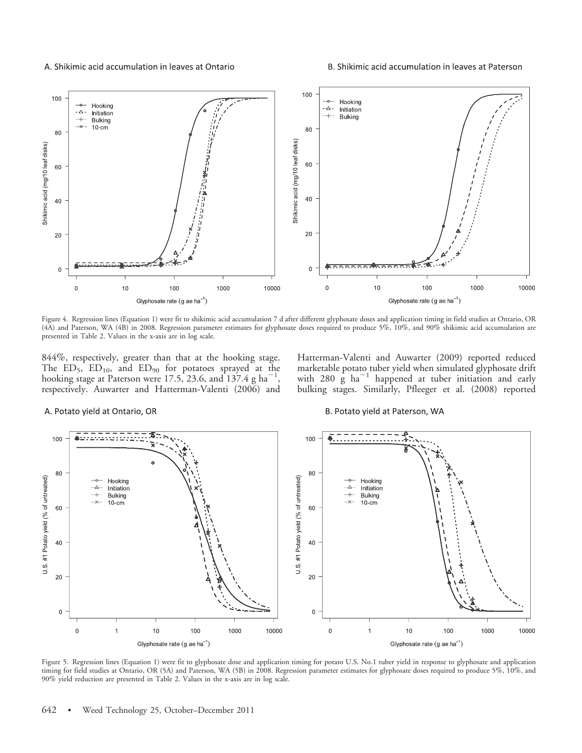Figure 4. Regression lines (Equation 1) were fit to shikimic acid accumulation 7 d after different glyphosate doses and application timing in field studies at Ontario, OR (4A) and Paterson, WA (4B) in 2008. Regression parameter estimates for glyphosate doses required to produce 5%, 10%, and 90% shikimic acid accumulation are presented in Table 2. Values in the x-axis are in log scale.

844%, respectively, greater than that at the hooking stage. The $ED_5$, $ED_{10}$, and $ED_{90}$ for potatoes sprayed at the hooking stage at Paterson were 17.5, 23.6, and 137.4 g $ha^{-1}$, respectively. Auwarter and Hatterman-Valenti (2006) and Hatterman-Valenti and Auwarter (2009) reported reduced marketable potato tuber yield when simulated glyphosate drift with 280 g $ha^{-1}$ happened at tuber initiation and early bulking stages. Similarly, Pfleeger et al. (2008) reported

Figure 5. Regression lines (Equation 1) were fit to glyphosate dose and application timing for potato U.S. No.1 tuber yield in response to glyphosate and application timing for field studies at Ontario, OR (5A) and Paterson, WA (5B) in 2008. Regression parameter estimates for glyphosate doses required to produce 5%, 10%, and 90% yield reduction are presented in Table 2. Values in the x-axis are in log scale.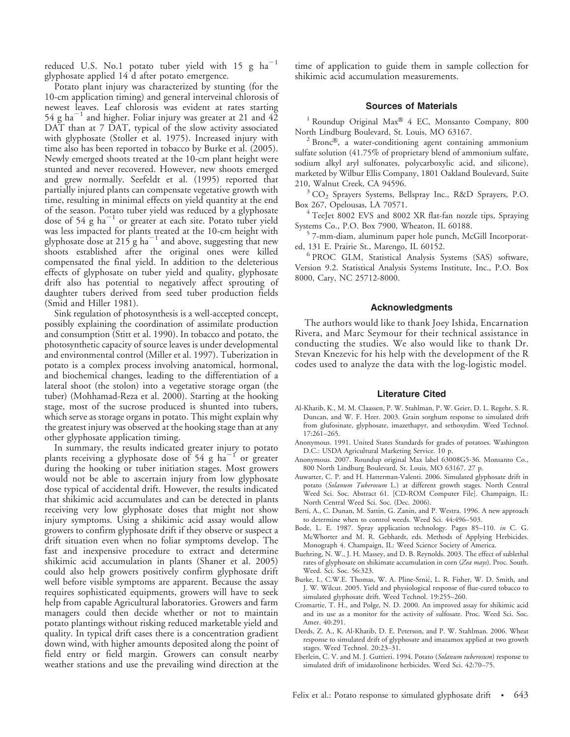reduced U.S. No.1 potato tuber yield with 15 g $ha^{-1}$ glyphosate applied 14 d after potato emergence.

Potato plant injury was characterized by stunting (for the 10-cm application timing) and general interveinal chlorosis of newest leaves. Leaf chlorosis was evident at rates starting 54 g $ha^{-1}$ and higher. Foliar injury was greater at 21 and 42 DAT than at 7 DAT, typical of the slow activity associated with glyphosate (Stoller et al. 1975). Increased injury with time also has been reported in tobacco by Burke et al. (2005). Newly emerged shoots treated at the 10-cm plant height were stunted and never recovered. However, new shoots emerged and grew normally. Seefeldt et al. (1995) reported that partially injured plants can compensate vegetative growth with time, resulting in minimal effects on yield quantity at the end of the season. Potato tuber yield was reduced by a glyphosate dose of 54 g $ha^{-1}$ or greater at each site. Potato tuber yield was less impacted for plants treated at the 10-cm height with glyphosate dose at 215 g $ha^{-1}$ and above, suggesting that new shoots established after the original ones were killed compensated the final yield. In addition to the deleterious effects of glyphosate on tuber yield and quality, glyphosate drift also has potential to negatively affect sprouting of daughter tubers derived from seed tuber production fields (Smid and Hiller 1981).

Sink regulation of photosynthesis is a well-accepted concept, possibly explaining the coordination of assimilate production and consumption (Stitt et al. 1990). In tobacco and potato, the photosynthetic capacity of source leaves is under developmental and environmental control (Miller et al. 1997). Tuberization in potato is a complex process involving anatomical, hormonal, and biochemical changes, leading to the differentiation of a lateral shoot (the stolon) into a vegetative storage organ (the tuber) (Mohhamad-Reza et al. 2000). Starting at the hooking stage, most of the sucrose produced is shunted into tubers, which serve as storage organs in potato. This might explain why the greatest injury was observed at the hooking stage than at any other glyphosate application timing.

In summary, the results indicated greater injury to potato plants receiving a glyphosate dose of 54 g $ha^{-1}$ or greater during the hooking or tuber initiation stages. Most growers would not be able to ascertain injury from low glyphosate dose typical of accidental drift. However, the results indicated that shikimic acid accumulates and can be detected in plants receiving very low glyphosate doses that might not show injury symptoms. Using a shikimic acid assay would allow growers to confirm glyphosate drift if they observe or suspect a drift situation even when no foliar symptoms develop. The fast and inexpensive procedure to extract and determine shikimic acid accumulation in plants (Shaner et al. 2005) could also help growers positively confirm glyphosate drift well before visible symptoms are apparent. Because the assay requires sophisticated equipments, growers will have to seek help from capable Agricultural laboratories. Growers and farm managers could then decide whether or not to maintain potato plantings without risking reduced marketable yield and quality. In typical drift cases there is a concentration gradient down wind, with higher amounts deposited along the point of field entry or field margin. Growers can consult nearby weather stations and use the prevailing wind direction at the time of application to guide them in sample collection for shikimic acid accumulation measurements.

## Sources of Materials

[1] Roundup Original Max® 4 EC, Monsanto Company, 800 North Lindburg Boulevard, St. Louis, MO 63167.

[2] Bronc®, a water-conditioning agent containing ammonium sulfate solution (41.75% of proprietary blend of ammonium sulfate, sodium alkyl aryl sulfonates, polycarboxylic acid, and silicone), marketed by Wilbur Ellis Company, 1801 Oakland Boulevard, Suite 210, Walnut Creek, CA 94596.

[3] $CO_2$ Sprayers Systems, Bellspray Inc., R&D Sprayers, P.O. Box 267, Opelousas, LA 70571.

[4] TeeJet 8002 EVS and 8002 XR flat-fan nozzle tips, Spraying Systems Co., P.O. Box 7900, Wheaton, IL 60188.

[5] 7-mm-diam, aluminum paper hole punch, McGill Incorporated, 131 E. Prairie St., Marengo, IL 60152.

[6] PROC GLM, Statistical Analysis Systems (SAS) software, Version 9.2. Statistical Analysis Systems Institute, Inc., P.O. Box 8000, Cary, NC 25712-8000.

## Acknowledgments

The authors would like to thank Joey Ishida, Encarnation Rivera, and Marc Seymour for their technical assistance in conducting the studies. We also would like to thank Dr. Stevan Knezevic for his help with the development of the R codes used to analyze the data with the log-logistic model.

## Literature Cited

Al-Khatib, K., M. M. Claassen, P. W. Stahlman, P. W. Geier, D. L. Regehr, S. R. Duncan, and W. F. Heer. 2003. Grain sorghum response to simulated drift from glufosinate, glyphosate, imazethapyr, and sethoxydim. Weed Technol. 17:261–265.

Anonymous. 1991. United States Standards for grades of potatoes. Washington D.C.: USDA Agricultural Marketing Service. 10 p.

Anonymous. 2007. Roundup original Max label 63008G5-36. Monsanto Co., 800 North Lindbург Boulevard, St. Louis, MO 63167. 27 p.

Auwarter, C. P. and H. Hatterman-Valenti. 2006. Simulated glyphosate drift in potato (*Solanum Tuberosum* L.) at different growth stages. North Central Weed Sci. Soc. Abstract 61. [CD-ROM Computer File]. Champaign, IL: North Central Weed Sci. Soc. (Dec. 2006).

Berti, A., C. Dunan, M. Sattin, G. Zanin, and P. Westra. 1996. A new approach to determine when to control weeds. Weed Sci. 44:496–503.

Bode, L. E. 1987. Spray application technology. Pages 85–110. *in* C. G. McWhorter and M. R. Gebhardt, eds. Methods of Applying Herbicides. Monograph 4. Champaign, IL: Weed Science Society of America.

Buehring, N. W., J. H. Massey, and D. B. Reynolds. 2003. The effect of sublethal rates of glyphosate on shikimate accumulation in corn (*Zea mays*). Proc. South. Weed. Sci. Soc. 56:323.

Burke, I., C.W.E. Thomas, W. A. Pline-Srnić, L. R. Fisher, W. D. Smith, and J. W. Wilcut. 2005. Yield and physiological response of flue-cured tobacco to simulated glyphosate drift. Weed Technol. 19:255–260.

Cromartie, T. H., and Polge, N. D. 2000. An improved assay for shikimic acid and its use as a monitor for the activity of sulfosate. Proc. Weed Sci. Soc. Amer. 40:291.

Deeds, Z. A., K. Al-Khatib, D. E. Peterson, and P. W. Stahlman. 2006. Wheat response to simulated drift of glyphosate and imazamox applied at two growth stages. Weed Technol. 20:23–31.

Eberlein, C. V. and M. J. Guttieri. 1994. Potato (*Solanum tuberosum*) response to simulated drift of imidazolinone herbicides. Weed Sci. 42:70–75.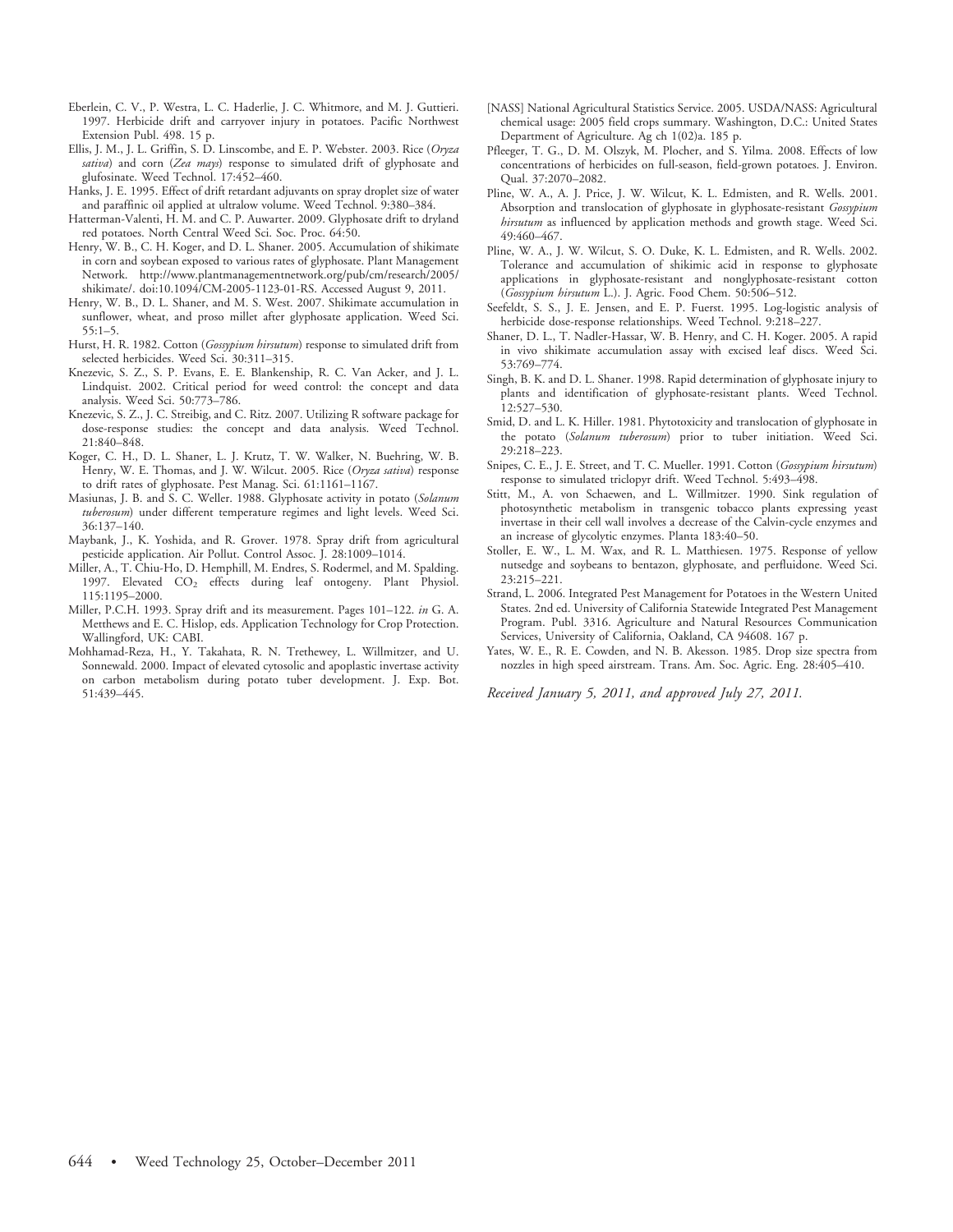Eberlein, C. V., P. Westra, L. C. Haderlie, J. C. Whitmore, and M. J. Guttieri. 1997. Herbicide drift and carryover injury in potatoes. Pacific Northwest Extension Publ. 498. 15 p.

Ellis, J. M., J. L. Griffin, S. D. Linscombe, and E. P. Webster. 2003. Rice (*Oryza sativa*) and corn (*Zea mays*) response to simulated drift of glyphosate and glufosinate. Weed Technol. 17:452–460.

Hanks, J. E. 1995. Effect of drift retardant adjuvants on spray droplet size of water and paraffinic oil applied at ultralow volume. Weed Technol. 9:380–384.

Hatterman-Valenti, H. M. and C. P. Auwarter. 2009. Glyphosate drift to dryland red potatoes. North Central Weed Sci. Soc. Proc. 64:50.

Henry, W. B., C. H. Koger, and D. L. Shaner. 2005. Accumulation of shikimate in corn and soybean exposed to various rates of glyphosate. Plant Management Network. http://www.plantmanagementnetwork.org/pub/cm/research/2005/shikimate/. doi:10.1094/CM-2005-1123-01-RS. Accessed August 9, 2011.

Henry, W. B., D. L. Shaner, and M. S. West. 2007. Shikimate accumulation in sunflower, wheat, and proso millet after glyphosate application. Weed Sci. 55:1–5.

Hurst, H. R. 1982. Cotton (*Gossypium hirsutum*) response to simulated drift from selected herbicides. Weed Sci. 30:311–315.

Knezevic, S. Z., S. P. Evans, E. E. Blankenship, R. C. Van Acker, and J. L. Lindquist. 2002. Critical period for weed control: the concept and data analysis. Weed Sci. 50:773–786.

Knezevic, S. Z., J. C. Streibig, and C. Ritz. 2007. Utilizing R software package for dose-response studies: the concept and data analysis. Weed Technol. 21:840–848.

Koger, C. H., D. L. Shaner, L. J. Krutz, T. W. Walker, N. Buehring, W. B. Henry, W. E. Thomas, and J. W. Wilcut. 2005. Rice (*Oryza sativa*) response to drift rates of glyphosate. Pest Manag. Sci. 61:1161–1167.

Masiunas, J. B. and S. C. Weller. 1988. Glyphosate activity in potato (*Solanum tuberosum*) under different temperature regimes and light levels. Weed Sci. 36:137–140.

Maybank, J., K. Yoshida, and R. Grover. 1978. Spray drift from agricultural pesticide application. Air Pollut. Control Assoc. J. 28:1009–1014.

Miller, A., T. Chiu-Ho, D. Hemphill, M. Endres, S. Rodermel, and M. Spalding. 1997. Elevated $CO_2$ effects during leaf ontogeny. Plant Physiol. 115:1195–2000.

Miller, P.C.H. 1993. Spray drift and its measurement. Pages 101–122. *in* G. A. Metthews and E. C. Hislop, eds. Application Technology for Crop Protection. Wallingford, UK: CABI.

Mohhamad-Reza, H., Y. Takahata, R. N. Trethewey, L. Willmitzer, and U. Sonnewald. 2000. Impact of elevated cytosolic and apoplastic invertase activity on carbon metabolism during potato tuber development. J. Exp. Bot. 51:439–445.

[NASS] National Agricultural Statistics Service. 2005. USDA/NASS: Agricultural chemical usage: 2005 field crops summary. Washington, D.C.: United States Department of Agriculture. Ag ch 1(02)a. 185 p.

Pfleeger, T. G., D. M. Olszyk, M. Plocher, and S. Yilma. 2008. Effects of low concentrations of herbicides on full-season, field-grown potatoes. J. Environ. Qual. 37:2070–2082.

Pline, W. A., A. J. Price, J. W. Wilcut, K. L. Edmisten, and R. Wells. 2001. Absorption and translocation of glyphosate in glyphosate-resistant *Gossypium hirsutum* as influenced by application methods and growth stage. Weed Sci. 49:460–467.

Pline, W. A., J. W. Wilcut, S. O. Duke, K. L. Edmisten, and R. Wells. 2002. Tolerance and accumulation of shikimic acid in response to glyphosate applications in glyphosate-resistant and nonglyphosate-resistant cotton (*Gossypium hirsutum* L.). J. Agric. Food Chem. 50:506–512.

Seefeldt, S. S., J. E. Jensen, and E. P. Fuerst. 1995. Log-logistic analysis of herbicide dose-response relationships. Weed Technol. 9:218–227.

Shaner, D. L., T. Nadler-Hassar, W. B. Henry, and C. H. Koger. 2005. A rapid in vivo shikimate accumulation assay with excised leaf discs. Weed Sci. 53:769–774.

Singh, B. K. and D. L. Shaner. 1998. Rapid determination of glyphosate injury to plants and identification of glyphosate-resistant plants. Weed Technol. 12:527–530.

Smid, D. and L. K. Hiller. 1981. Phytotoxicity and translocation of glyphosate in the potato (*Solanum tuberosum*) prior to tuber initiation. Weed Sci. 29:218–223.

Snipes, C. E., J. E. Street, and T. C. Mueller. 1991. Cotton (*Gossypium hirsutum*) response to simulated triclopyr drift. Weed Technol. 5:493–498.

Stitt, M., A. von Schaewen, and L. Willmitzer. 1990. Sink regulation of photosynthetic metabolism in transgenic tobacco plants expressing yeast invertase in their cell wall involves a decrease of the Calvin-cycle enzymes and an increase of glycolytic enzymes. Planta 183:40–50.

Stoller, E. W., L. M. Wax, and R. L. Matthiesen. 1975. Response of yellow nutsedge and soybeans to bentazon, glyphosate, and perfluidone. Weed Sci. 23:215–221.

Strand, L. 2006. Integrated Pest Management for Potatoes in the Western United States. 2nd ed. University of California Statewide Integrated Pest Management Program. Publ. 3316. Agriculture and Natural Resources Communication Services, University of California, Oakland, CA 94608. 167 p.

Yates, W. E., R. E. Cowden, and N. B. Akesson. 1985. Drop size spectra from nozzles in high speed airstream. Trans. Am. Soc. Agric. Eng. 28:405–410.

*Received January 5, 2011, and approved July 27, 2011.*